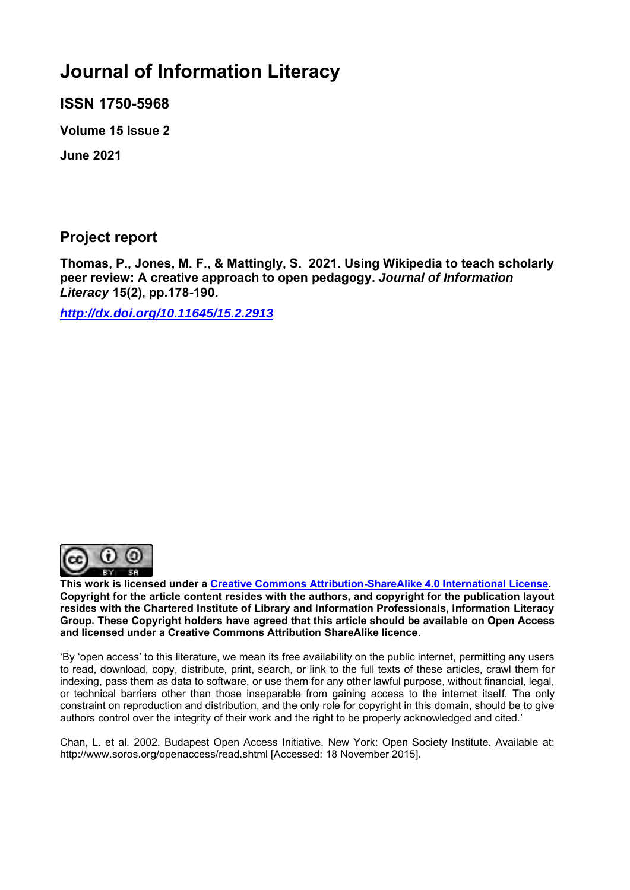# Journal of Information Literacy

**ISSN 1750-5968**

**Volume 15 Issue 2**

**June 2021**

## Project report

**Thomas, P., Jones, M. F., & Mattingly, S. 2021. Using Wikipedia to teach scholarly peer review: A creative approach to open pedagogy. *Journal of Information Literacy* 15(2), pp.178-190.**

***[http://dx.doi.org/10.11645/15.2.2913](http://dx.doi.org/10.11645/15.2.2913)***

**This work is licensed under a [Creative Commons Attribution-ShareAlike 4.0 International License](https://creativecommons.org/licenses/by-sa/4.0/). Copyright for the article content resides with the authors, and copyright for the publication layout resides with the Chartered Institute of Library and Information Professionals, Information Literacy Group. These Copyright holders have agreed that this article should be available on Open Access and licensed under a Creative Commons Attribution ShareAlike licence**.

'By 'open access' to this literature, we mean its free availability on the public internet, permitting any users to read, download, copy, distribute, print, search, or link to the full texts of these articles, crawl them for indexing, pass them as data to software, or use them for any other lawful purpose, without financial, legal, or technical barriers other than those inseparable from gaining access to the internet itself. The only constraint on reproduction and distribution, and the only role for copyright in this domain, should be to give authors control over the integrity of their work and the right to be properly acknowledged and cited.'

Chan, L. et al. 2002. Budapest Open Access Initiative. New York: Open Society Institute. Available at: http://www.soros.org/openaccess/read.shtml [Accessed: 18 November 2015].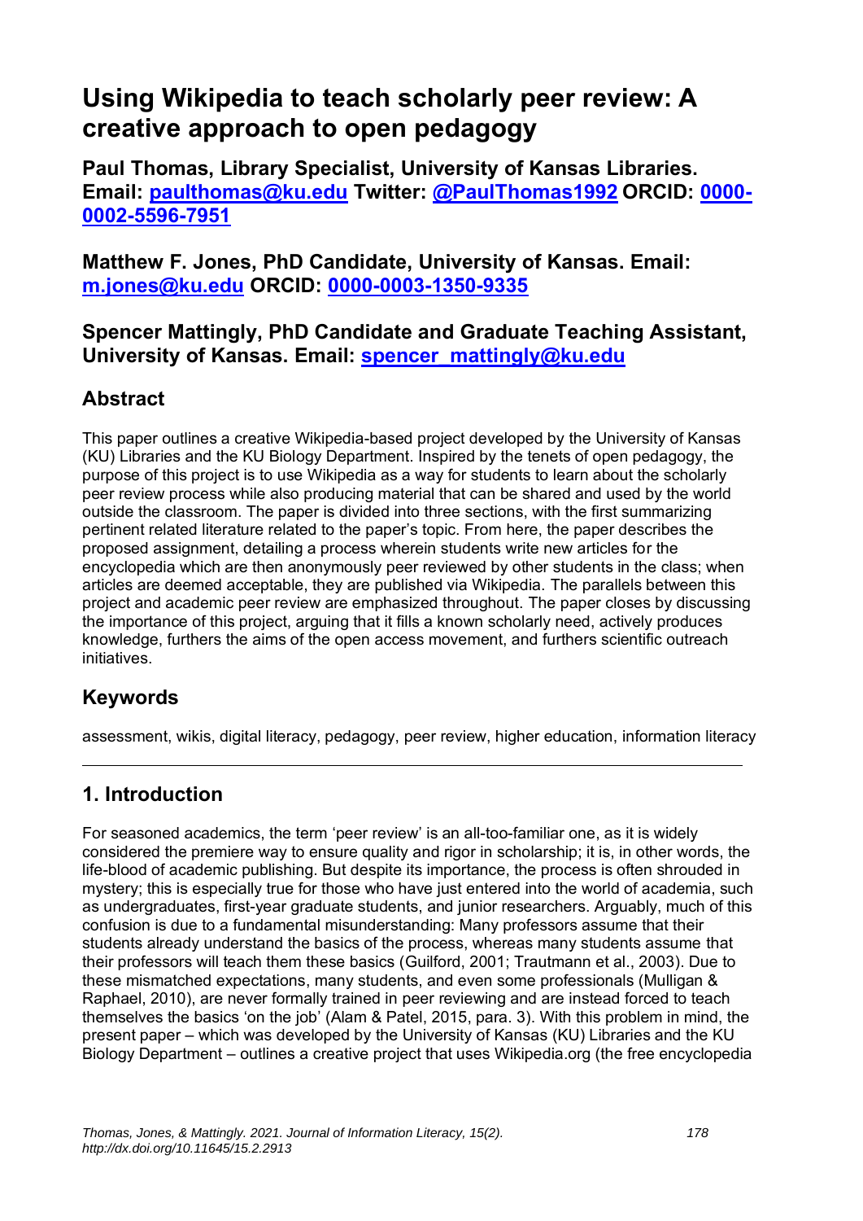# Using Wikipedia to teach scholarly peer review: A creative approach to open pedagogy

**Paul Thomas, Library Specialist, University of Kansas Libraries. Email: [paulthomas@ku.edu](mailto:paulthomas@ku.edu) Twitter: [@PaulThomas1992](https://twitter.com/PaulThomas1992) ORCID: [0000-0002-5596-7951](https://orcid.org/0000-0002-5596-7951)**

**Matthew F. Jones, PhD Candidate, University of Kansas. Email: [m.jones@ku.edu](mailto:m.jones@ku.edu) ORCID: [0000-0003-1350-9335](https://orcid.org/0000-0003-1350-9335)**

**Spencer Mattingly, PhD Candidate and Graduate Teaching Assistant, University of Kansas. Email: [spencer_mattingly@ku.edu](mailto:spencer_mattingly@ku.edu)**

## Abstract

This paper outlines a creative Wikipedia-based project developed by the University of Kansas (KU) Libraries and the KU Biology Department. Inspired by the tenets of open pedagogy, the purpose of this project is to use Wikipedia as a way for students to learn about the scholarly peer review process while also producing material that can be shared and used by the world outside the classroom. The paper is divided into three sections, with the first summarizing pertinent related literature related to the paper's topic. From here, the paper describes the proposed assignment, detailing a process wherein students write new articles for the encyclopedia which are then anonymously peer reviewed by other students in the class; when articles are deemed acceptable, they are published via Wikipedia. The parallels between this project and academic peer review are emphasized throughout. The paper closes by discussing the importance of this project, arguing that it fills a known scholarly need, actively produces knowledge, furthers the aims of the open access movement, and furthers scientific outreach initiatives.

## Keywords

assessment, wikis, digital literacy, pedagogy, peer review, higher education, information literacy

---

## 1. Introduction

For seasoned academics, the term 'peer review' is an all-too-familiar one, as it is widely considered the premiere way to ensure quality and rigor in scholarship; it is, in other words, the life-blood of academic publishing. But despite its importance, the process is often shrouded in mystery; this is especially true for those who have just entered into the world of academia, such as undergraduates, first-year graduate students, and junior researchers. Arguably, much of this confusion is due to a fundamental misunderstanding: Many professors assume that their students already understand the basics of the process, whereas many students assume that their professors will teach them these basics (Guilford, 2001; Trautmann et al., 2003). Due to these mismatched expectations, many students, and even some professionals (Mulligan & Raphael, 2010), are never formally trained in peer reviewing and are instead forced to teach themselves the basics 'on the job' (Alam & Patel, 2015, para. 3). With this problem in mind, the present paper – which was developed by the University of Kansas (KU) Libraries and the KU Biology Department – outlines a creative project that uses Wikipedia.org (the free encyclopedia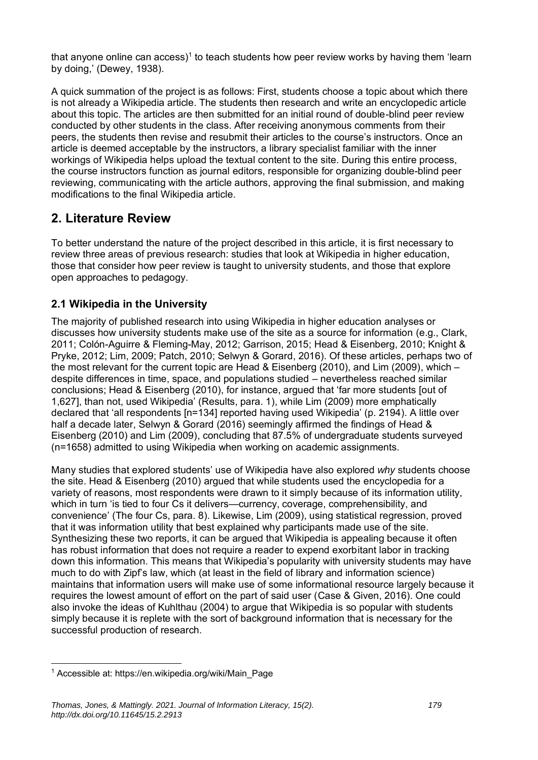that anyone online can access)[1] to teach students how peer review works by having them 'learn by doing,' (Dewey, 1938).

A quick summation of the project is as follows: First, students choose a topic about which there is not already a Wikipedia article. The students then research and write an encyclopedic article about this topic. The articles are then submitted for an initial round of double-blind peer review conducted by other students in the class. After receiving anonymous comments from their peers, the students then revise and resubmit their articles to the course's instructors. Once an article is deemed acceptable by the instructors, a library specialist familiar with the inner workings of Wikipedia helps upload the textual content to the site. During this entire process, the course instructors function as journal editors, responsible for organizing double-blind peer reviewing, communicating with the article authors, approving the final submission, and making modifications to the final Wikipedia article.

## 2. Literature Review

To better understand the nature of the project described in this article, it is first necessary to review three areas of previous research: studies that look at Wikipedia in higher education, those that consider how peer review is taught to university students, and those that explore open approaches to pedagogy.

### 2.1 Wikipedia in the University

The majority of published research into using Wikipedia in higher education analyses or discusses how university students make use of the site as a source for information (e.g., Clark, 2011; Colón-Aguirre & Fleming-May, 2012; Garrison, 2015; Head & Eisenberg, 2010; Knight & Pryke, 2012; Lim, 2009; Patch, 2010; Selwyn & Gorard, 2016). Of these articles, perhaps two of the most relevant for the current topic are Head & Eisenberg (2010), and Lim (2009), which – despite differences in time, space, and populations studied – nevertheless reached similar conclusions; Head & Eisenberg (2010), for instance, argued that 'far more students [out of 1,627], than not, used Wikipedia' (Results, para. 1), while Lim (2009) more emphatically declared that 'all respondents [n=134] reported having used Wikipedia' (p. 2194). A little over half a decade later, Selwyn & Gorard (2016) seemingly affirmed the findings of Head & Eisenberg (2010) and Lim (2009), concluding that 87.5% of undergraduate students surveyed (n=1658) admitted to using Wikipedia when working on academic assignments.

Many studies that explored students' use of Wikipedia have also explored *why* students choose the site. Head & Eisenberg (2010) argued that while students used the encyclopedia for a variety of reasons, most respondents were drawn to it simply because of its information utility, which in turn 'is tied to four Cs it delivers—currency, coverage, comprehensibility, and convenience' (The four Cs, para. 8). Likewise, Lim (2009), using statistical regression, proved that it was information utility that best explained why participants made use of the site. Synthesizing these two reports, it can be argued that Wikipedia is appealing because it often has robust information that does not require a reader to expend exorbitant labor in tracking down this information. This means that Wikipedia's popularity with university students may have much to do with Zipf's law, which (at least in the field of library and information science) maintains that information users will make use of some informational resource largely because it requires the lowest amount of effort on the part of said user (Case & Given, 2016). One could also invoke the ideas of Kuhlthau (2004) to argue that Wikipedia is so popular with students simply because it is replete with the sort of background information that is necessary for the successful production of research.

[1] Accessible at: https://en.wikipedia.org/wiki/Main_Page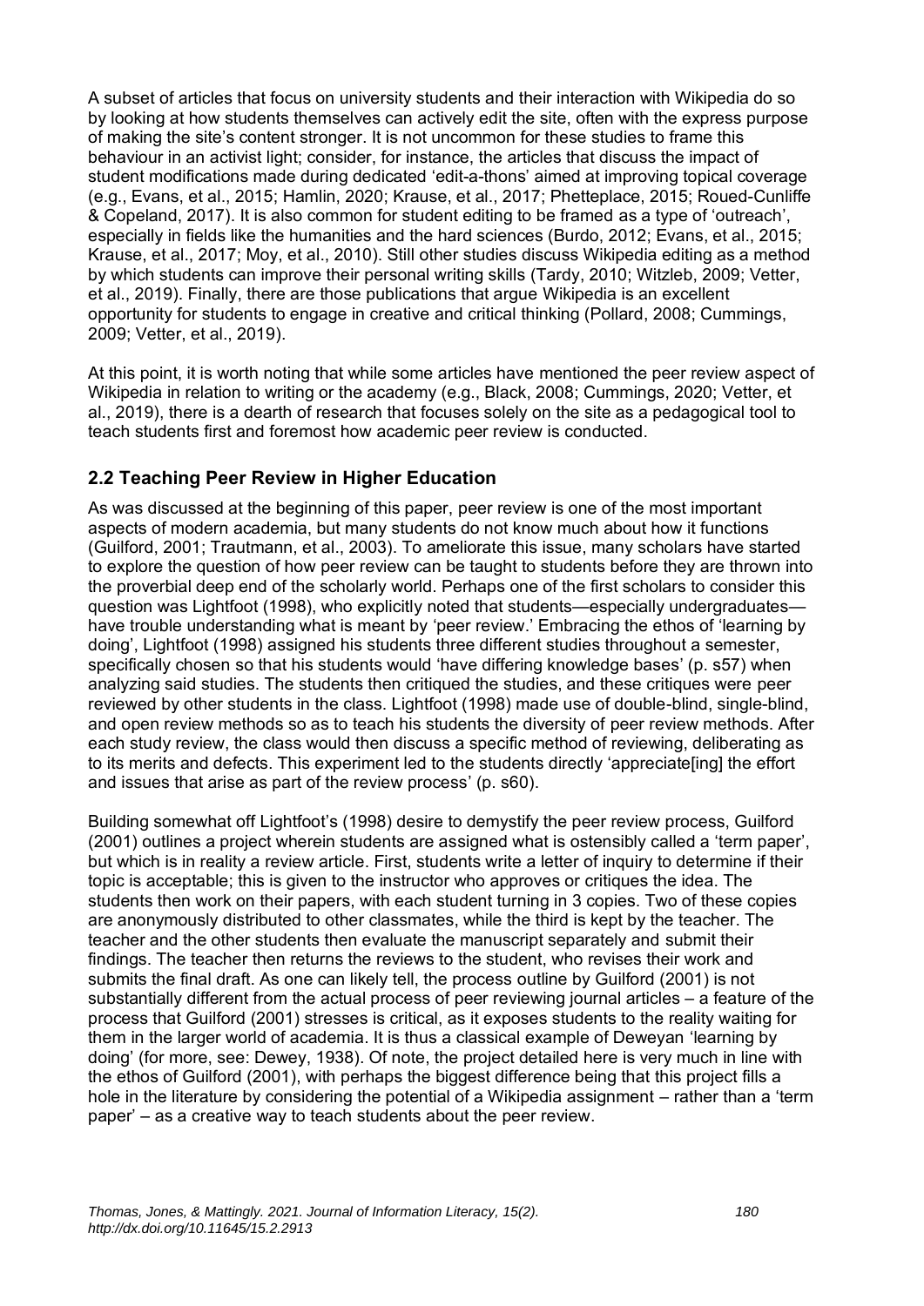A subset of articles that focus on university students and their interaction with Wikipedia do so by looking at how students themselves can actively edit the site, often with the express purpose of making the site's content stronger. It is not uncommon for these studies to frame this behaviour in an activist light; consider, for instance, the articles that discuss the impact of student modifications made during dedicated 'edit-a-thons' aimed at improving topical coverage (e.g., Evans, et al., 2015; Hamlin, 2020; Krause, et al., 2017; Phetteplace, 2015; Roued-Cunliffe & Copeland, 2017). It is also common for student editing to be framed as a type of 'outreach', especially in fields like the humanities and the hard sciences (Burdo, 2012; Evans, et al., 2015; Krause, et al., 2017; Moy, et al., 2010). Still other studies discuss Wikipedia editing as a method by which students can improve their personal writing skills (Tardy, 2010; Witzleb, 2009; Vetter, et al., 2019). Finally, there are those publications that argue Wikipedia is an excellent opportunity for students to engage in creative and critical thinking (Pollard, 2008; Cummings, 2009; Vetter, et al., 2019).

At this point, it is worth noting that while some articles have mentioned the peer review aspect of Wikipedia in relation to writing or the academy (e.g., Black, 2008; Cummings, 2020; Vetter, et al., 2019), there is a dearth of research that focuses solely on the site as a pedagogical tool to teach students first and foremost how academic peer review is conducted.

## 2.2 Teaching Peer Review in Higher Education

As was discussed at the beginning of this paper, peer review is one of the most important aspects of modern academia, but many students do not know much about how it functions (Guilford, 2001; Trautmann, et al., 2003). To ameliorate this issue, many scholars have started to explore the question of how peer review can be taught to students before they are thrown into the proverbial deep end of the scholarly world. Perhaps one of the first scholars to consider this question was Lightfoot (1998), who explicitly noted that students—especially undergraduates—have trouble understanding what is meant by 'peer review.' Embracing the ethos of 'learning by doing', Lightfoot (1998) assigned his students three different studies throughout a semester, specifically chosen so that his students would 'have differing knowledge bases' (p. s57) when analyzing said studies. The students then critiqued the studies, and these critiques were peer reviewed by other students in the class. Lightfoot (1998) made use of double-blind, single-blind, and open review methods so as to teach his students the diversity of peer review methods. After each study review, the class would then discuss a specific method of reviewing, deliberating as to its merits and defects. This experiment led to the students directly 'appreciate[ing] the effort and issues that arise as part of the review process' (p. s60).

Building somewhat off Lightfoot's (1998) desire to demystify the peer review process, Guilford (2001) outlines a project wherein students are assigned what is ostensibly called a 'term paper', but which is in reality a review article. First, students write a letter of inquiry to determine if their topic is acceptable; this is given to the instructor who approves or critiques the idea. The students then work on their papers, with each student turning in 3 copies. Two of these copies are anonymously distributed to other classmates, while the third is kept by the teacher. The teacher and the other students then evaluate the manuscript separately and submit their findings. The teacher then returns the reviews to the student, who revises their work and submits the final draft. As one can likely tell, the process outline by Guilford (2001) is not substantially different from the actual process of peer reviewing journal articles – a feature of the process that Guilford (2001) stresses is critical, as it exposes students to the reality waiting for them in the larger world of academia. It is thus a classical example of Deweyan 'learning by doing' (for more, see: Dewey, 1938). Of note, the project detailed here is very much in line with the ethos of Guilford (2001), with perhaps the biggest difference being that this project fills a hole in the literature by considering the potential of a Wikipedia assignment – rather than a 'term paper' – as a creative way to teach students about the peer review.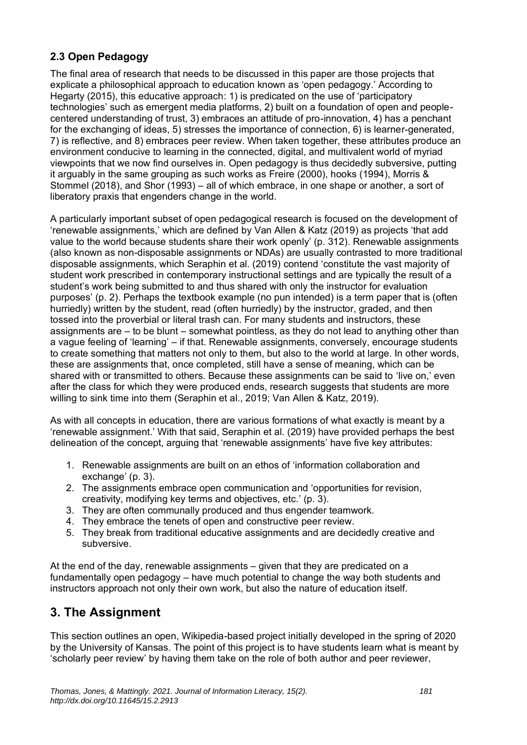### 2.3 Open Pedagogy

The final area of research that needs to be discussed in this paper are those projects that explicate a philosophical approach to education known as 'open pedagogy.' According to Hegarty (2015), this educative approach: 1) is predicated on the use of 'participatory technologies' such as emergent media platforms, 2) built on a foundation of open and people-centered understanding of trust, 3) embraces an attitude of pro-innovation, 4) has a penchant for the exchanging of ideas, 5) stresses the importance of connection, 6) is learner-generated, 7) is reflective, and 8) embraces peer review. When taken together, these attributes produce an environment conducive to learning in the connected, digital, and multivalent world of myriad viewpoints that we now find ourselves in. Open pedagogy is thus decidedly subversive, putting it arguably in the same grouping as such works as Freire (2000), hooks (1994), Morris & Stommel (2018), and Shor (1993) – all of which embrace, in one shape or another, a sort of liberatory praxis that engenders change in the world.

A particularly important subset of open pedagogical research is focused on the development of 'renewable assignments,' which are defined by Van Allen & Katz (2019) as projects 'that add value to the world because students share their work openly' (p. 312). Renewable assignments (also known as non-disposable assignments or NDAs) are usually contrasted to more traditional disposable assignments, which Seraphin et al. (2019) contend 'constitute the vast majority of student work prescribed in contemporary instructional settings and are typically the result of a student's work being submitted to and thus shared with only the instructor for evaluation purposes' (p. 2). Perhaps the textbook example (no pun intended) is a term paper that is (often hurriedly) written by the student, read (often hurriedly) by the instructor, graded, and then tossed into the proverbial or literal trash can. For many students and instructors, these assignments are – to be blunt – somewhat pointless, as they do not lead to anything other than a vague feeling of 'learning' – if that. Renewable assignments, conversely, encourage students to create something that matters not only to them, but also to the world at large. In other words, these are assignments that, once completed, still have a sense of meaning, which can be shared with or transmitted to others. Because these assignments can be said to 'live on,' even after the class for which they were produced ends, research suggests that students are more willing to sink time into them (Seraphin et al., 2019; Van Allen & Katz, 2019).

As with all concepts in education, there are various formations of what exactly is meant by a 'renewable assignment.' With that said, Seraphin et al. (2019) have provided perhaps the best delineation of the concept, arguing that 'renewable assignments' have five key attributes:

1. Renewable assignments are built on an ethos of 'information collaboration and exchange' (p. 3).
2. The assignments embrace open communication and 'opportunities for revision, creativity, modifying key terms and objectives, etc.' (p. 3).
3. They are often communally produced and thus engender teamwork.
4. They embrace the tenets of open and constructive peer review.
5. They break from traditional educative assignments and are decidedly creative and subversive.

At the end of the day, renewable assignments – given that they are predicated on a fundamentally open pedagogy – have much potential to change the way both students and instructors approach not only their own work, but also the nature of education itself.

## 3. The Assignment

This section outlines an open, Wikipedia-based project initially developed in the spring of 2020 by the University of Kansas. The point of this project is to have students learn what is meant by 'scholarly peer review' by having them take on the role of both author and peer reviewer,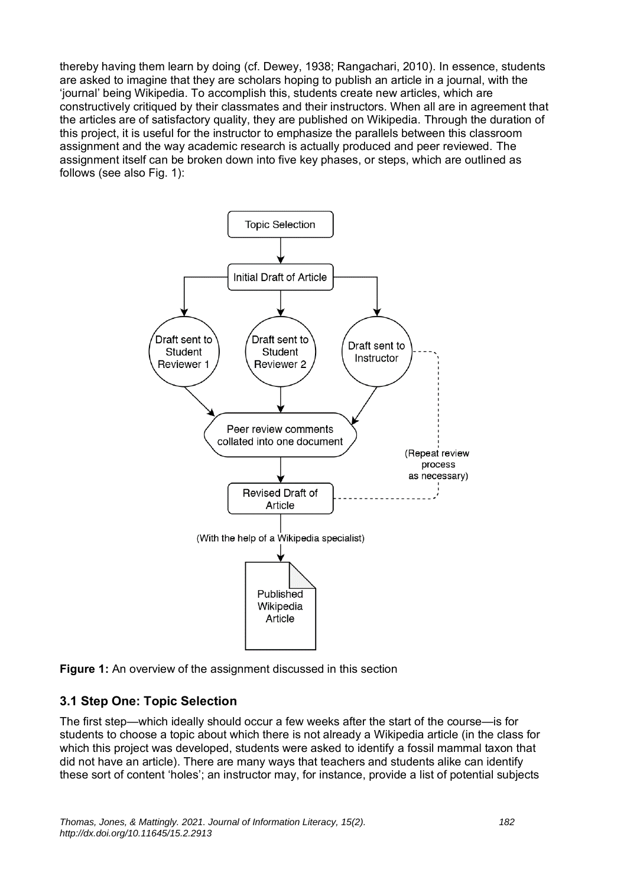thereby having them learn by doing (cf. Dewey, 1938; Rangachari, 2010). In essence, students are asked to imagine that they are scholars hoping to publish an article in a journal, with the 'journal' being Wikipedia. To accomplish this, students create new articles, which are constructively critiqued by their classmates and their instructors. When all are in agreement that the articles are of satisfactory quality, they are published on Wikipedia. Through the duration of this project, it is useful for the instructor to emphasize the parallels between this classroom assignment and the way academic research is actually produced and peer reviewed. The assignment itself can be broken down into five key phases, or steps, which are outlined as follows (see also Fig. 1):

**Figure 1:** An overview of the assignment discussed in this section

### 3.1 Step One: Topic Selection

The first step—which ideally should occur a few weeks after the start of the course—is for students to choose a topic about which there is not already a Wikipedia article (in the class for which this project was developed, students were asked to identify a fossil mammal taxon that did not have an article). There are many ways that teachers and students alike can identify these sort of content 'holes'; an instructor may, for instance, provide a list of potential subjects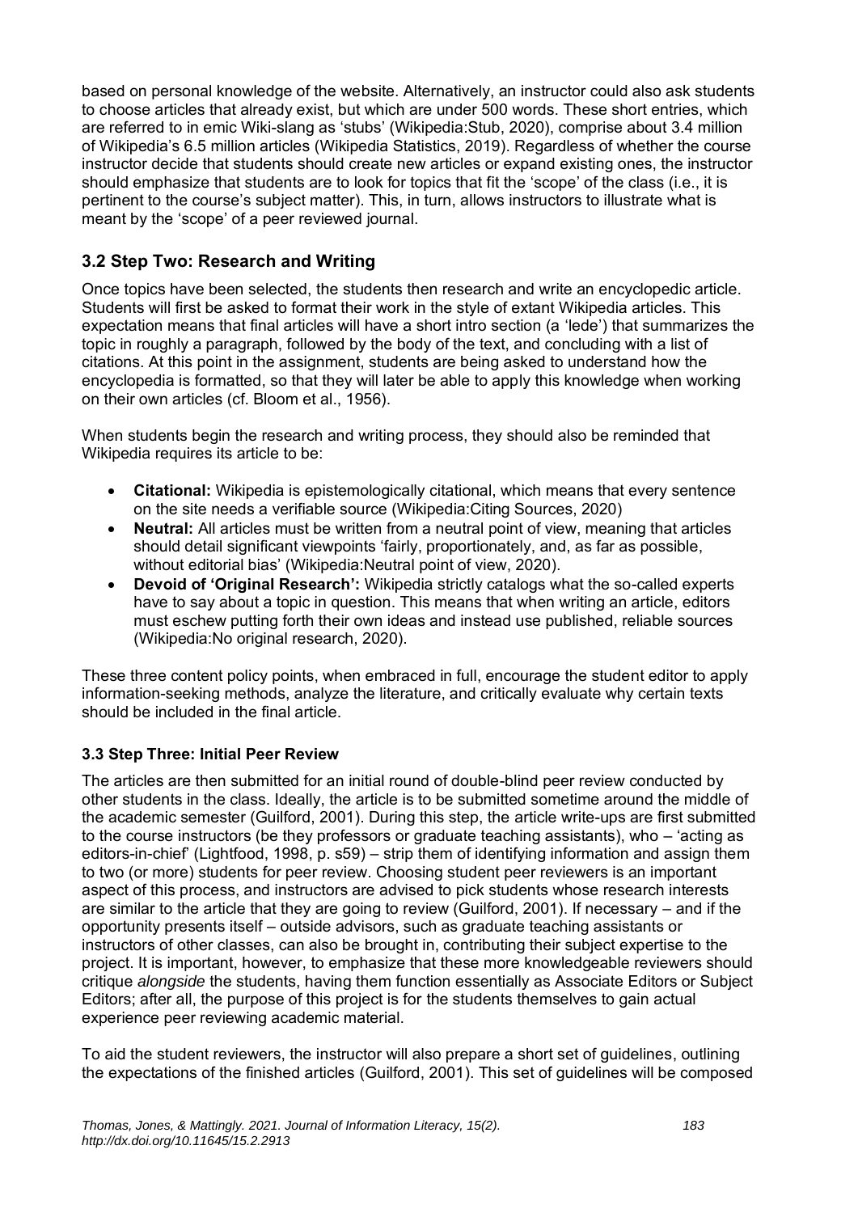based on personal knowledge of the website. Alternatively, an instructor could also ask students to choose articles that already exist, but which are under 500 words. These short entries, which are referred to in emic Wiki-slang as 'stubs' (Wikipedia:Stub, 2020), comprise about 3.4 million of Wikipedia's 6.5 million articles (Wikipedia Statistics, 2019). Regardless of whether the course instructor decide that students should create new articles or expand existing ones, the instructor should emphasize that students are to look for topics that fit the 'scope' of the class (i.e., it is pertinent to the course's subject matter). This, in turn, allows instructors to illustrate what is meant by the 'scope' of a peer reviewed journal.

## 3.2 Step Two: Research and Writing

Once topics have been selected, the students then research and write an encyclopedic article. Students will first be asked to format their work in the style of extant Wikipedia articles. This expectation means that final articles will have a short intro section (a 'lede') that summarizes the topic in roughly a paragraph, followed by the body of the text, and concluding with a list of citations. At this point in the assignment, students are being asked to understand how the encyclopedia is formatted, so that they will later be able to apply this knowledge when working on their own articles (cf. Bloom et al., 1956).

When students begin the research and writing process, they should also be reminded that Wikipedia requires its article to be:

- **Citational:** Wikipedia is epistemologically citational, which means that every sentence on the site needs a verifiable source (Wikipedia:Citing Sources, 2020)
- **Neutral:** All articles must be written from a neutral point of view, meaning that articles should detail significant viewpoints 'fairly, proportionately, and, as far as possible, without editorial bias' (Wikipedia:Neutral point of view, 2020).
- **Devoid of 'Original Research':** Wikipedia strictly catalogs what the so-called experts have to say about a topic in question. This means that when writing an article, editors must eschew putting forth their own ideas and instead use published, reliable sources (Wikipedia:No original research, 2020).

These three content policy points, when embraced in full, encourage the student editor to apply information-seeking methods, analyze the literature, and critically evaluate why certain texts should be included in the final article.

### 3.3 Step Three: Initial Peer Review

The articles are then submitted for an initial round of double-blind peer review conducted by other students in the class. Ideally, the article is to be submitted sometime around the middle of the academic semester (Guilford, 2001). During this step, the article write-ups are first submitted to the course instructors (be they professors or graduate teaching assistants), who – 'acting as editors-in-chief' (Lightfood, 1998, p. s59) – strip them of identifying information and assign them to two (or more) students for peer review. Choosing student peer reviewers is an important aspect of this process, and instructors are advised to pick students whose research interests are similar to the article that they are going to review (Guilford, 2001). If necessary – and if the opportunity presents itself – outside advisors, such as graduate teaching assistants or instructors of other classes, can also be brought in, contributing their subject expertise to the project. It is important, however, to emphasize that these more knowledgeable reviewers should critique *alongside* the students, having them function essentially as Associate Editors or Subject Editors; after all, the purpose of this project is for the students themselves to gain actual experience peer reviewing academic material.

To aid the student reviewers, the instructor will also prepare a short set of guidelines, outlining the expectations of the finished articles (Guilford, 2001). This set of guidelines will be composed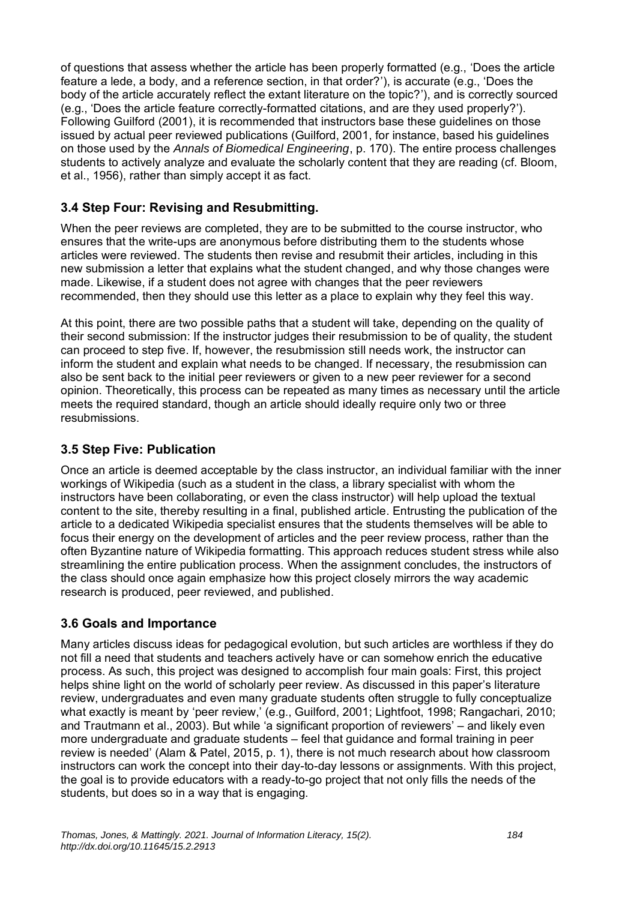of questions that assess whether the article has been properly formatted (e.g., 'Does the article feature a lede, a body, and a reference section, in that order?'), is accurate (e.g., 'Does the body of the article accurately reflect the extant literature on the topic?'), and is correctly sourced (e.g., 'Does the article feature correctly-formatted citations, and are they used properly?'). Following Guilford (2001), it is recommended that instructors base these guidelines on those issued by actual peer reviewed publications (Guilford, 2001, for instance, based his guidelines on those used by the *Annals of Biomedical Engineering*, p. 170). The entire process challenges students to actively analyze and evaluate the scholarly content that they are reading (cf. Bloom, et al., 1956), rather than simply accept it as fact.

### 3.4 Step Four: Revising and Resubmitting.

When the peer reviews are completed, they are to be submitted to the course instructor, who ensures that the write-ups are anonymous before distributing them to the students whose articles were reviewed. The students then revise and resubmit their articles, including in this new submission a letter that explains what the student changed, and why those changes were made. Likewise, if a student does not agree with changes that the peer reviewers recommended, then they should use this letter as a place to explain why they feel this way.

At this point, there are two possible paths that a student will take, depending on the quality of their second submission: If the instructor judges their resubmission to be of quality, the student can proceed to step five. If, however, the resubmission still needs work, the instructor can inform the student and explain what needs to be changed. If necessary, the resubmission can also be sent back to the initial peer reviewers or given to a new peer reviewer for a second opinion. Theoretically, this process can be repeated as many times as necessary until the article meets the required standard, though an article should ideally require only two or three resubmissions.

### 3.5 Step Five: Publication

Once an article is deemed acceptable by the class instructor, an individual familiar with the inner workings of Wikipedia (such as a student in the class, a library specialist with whom the instructors have been collaborating, or even the class instructor) will help upload the textual content to the site, thereby resulting in a final, published article. Entrusting the publication of the article to a dedicated Wikipedia specialist ensures that the students themselves will be able to focus their energy on the development of articles and the peer review process, rather than the often Byzantine nature of Wikipedia formatting. This approach reduces student stress while also streamlining the entire publication process. When the assignment concludes, the instructors of the class should once again emphasize how this project closely mirrors the way academic research is produced, peer reviewed, and published.

### 3.6 Goals and Importance

Many articles discuss ideas for pedagogical evolution, but such articles are worthless if they do not fill a need that students and teachers actively have or can somehow enrich the educative process. As such, this project was designed to accomplish four main goals: First, this project helps shine light on the world of scholarly peer review. As discussed in this paper's literature review, undergraduates and even many graduate students often struggle to fully conceptualize what exactly is meant by 'peer review,' (e.g., Guilford, 2001; Lightfoot, 1998; Rangachari, 2010; and Trautmann et al., 2003). But while 'a significant proportion of reviewers' – and likely even more undergraduate and graduate students – feel that guidance and formal training in peer review is needed' (Alam & Patel, 2015, p. 1), there is not much research about how classroom instructors can work the concept into their day-to-day lessons or assignments. With this project, the goal is to provide educators with a ready-to-go project that not only fills the needs of the students, but does so in a way that is engaging.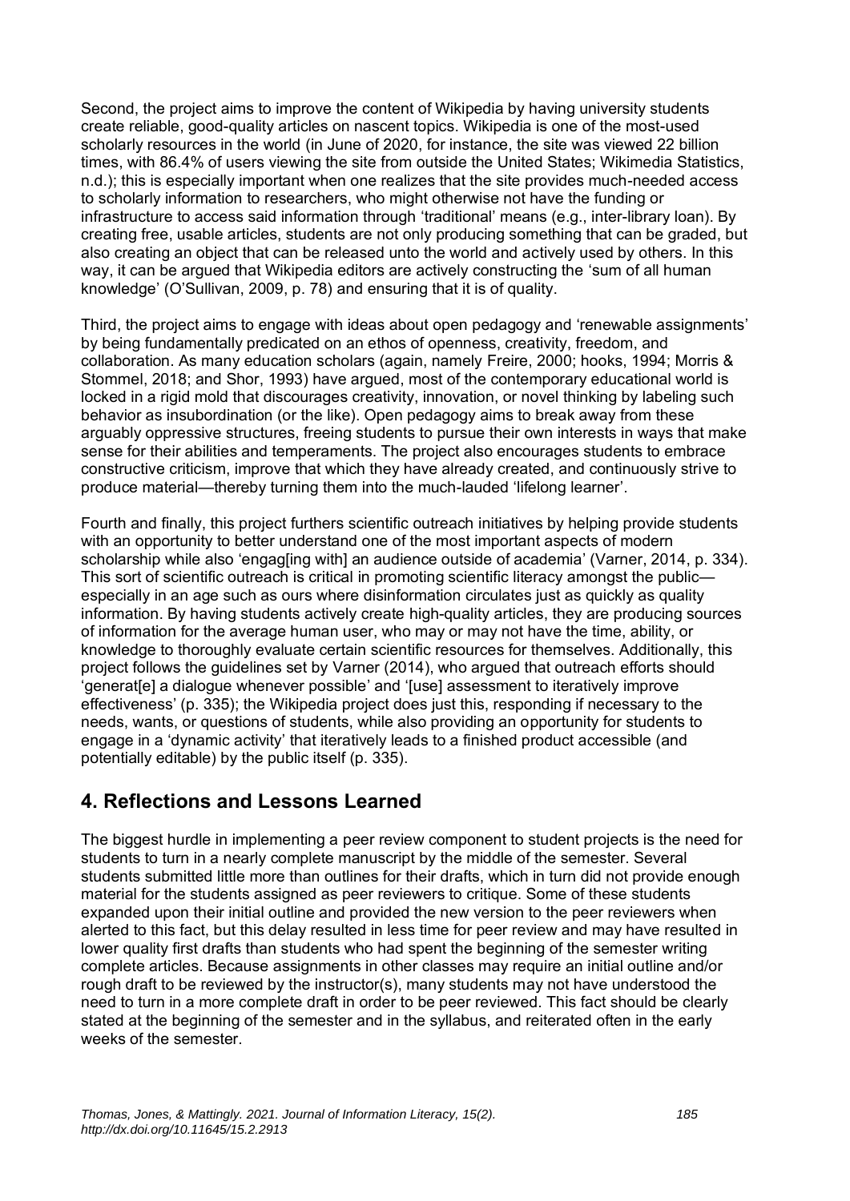Second, the project aims to improve the content of Wikipedia by having university students create reliable, good-quality articles on nascent topics. Wikipedia is one of the most-used scholarly resources in the world (in June of 2020, for instance, the site was viewed 22 billion times, with 86.4% of users viewing the site from outside the United States; Wikimedia Statistics, n.d.); this is especially important when one realizes that the site provides much-needed access to scholarly information to researchers, who might otherwise not have the funding or infrastructure to access said information through 'traditional' means (e.g., inter-library loan). By creating free, usable articles, students are not only producing something that can be graded, but also creating an object that can be released unto the world and actively used by others. In this way, it can be argued that Wikipedia editors are actively constructing the 'sum of all human knowledge' (O'Sullivan, 2009, p. 78) and ensuring that it is of quality.

Third, the project aims to engage with ideas about open pedagogy and 'renewable assignments' by being fundamentally predicated on an ethos of openness, creativity, freedom, and collaboration. As many education scholars (again, namely Freire, 2000; hooks, 1994; Morris & Stommel, 2018; and Shor, 1993) have argued, most of the contemporary educational world is locked in a rigid mold that discourages creativity, innovation, or novel thinking by labeling such behavior as insubordination (or the like). Open pedagogy aims to break away from these arguably oppressive structures, freeing students to pursue their own interests in ways that make sense for their abilities and temperaments. The project also encourages students to embrace constructive criticism, improve that which they have already created, and continuously strive to produce material—thereby turning them into the much-lauded 'lifelong learner'.

Fourth and finally, this project furthers scientific outreach initiatives by helping provide students with an opportunity to better understand one of the most important aspects of modern scholarship while also 'engag[ing with] an audience outside of academia' (Varner, 2014, p. 334). This sort of scientific outreach is critical in promoting scientific literacy amongst the public—especially in an age such as ours where disinformation circulates just as quickly as quality information. By having students actively create high-quality articles, they are producing sources of information for the average human user, who may or may not have the time, ability, or knowledge to thoroughly evaluate certain scientific resources for themselves. Additionally, this project follows the guidelines set by Varner (2014), who argued that outreach efforts should 'generat[e] a dialogue whenever possible' and '[use] assessment to iteratively improve effectiveness' (p. 335); the Wikipedia project does just this, responding if necessary to the needs, wants, or questions of students, while also providing an opportunity for students to engage in a 'dynamic activity' that iteratively leads to a finished product accessible (and potentially editable) by the public itself (p. 335).

## 4. Reflections and Lessons Learned

The biggest hurdle in implementing a peer review component to student projects is the need for students to turn in a nearly complete manuscript by the middle of the semester. Several students submitted little more than outlines for their drafts, which in turn did not provide enough material for the students assigned as peer reviewers to critique. Some of these students expanded upon their initial outline and provided the new version to the peer reviewers when alerted to this fact, but this delay resulted in less time for peer review and may have resulted in lower quality first drafts than students who had spent the beginning of the semester writing complete articles. Because assignments in other classes may require an initial outline and/or rough draft to be reviewed by the instructor(s), many students may not have understood the need to turn in a more complete draft in order to be peer reviewed. This fact should be clearly stated at the beginning of the semester and in the syllabus, and reiterated often in the early weeks of the semester.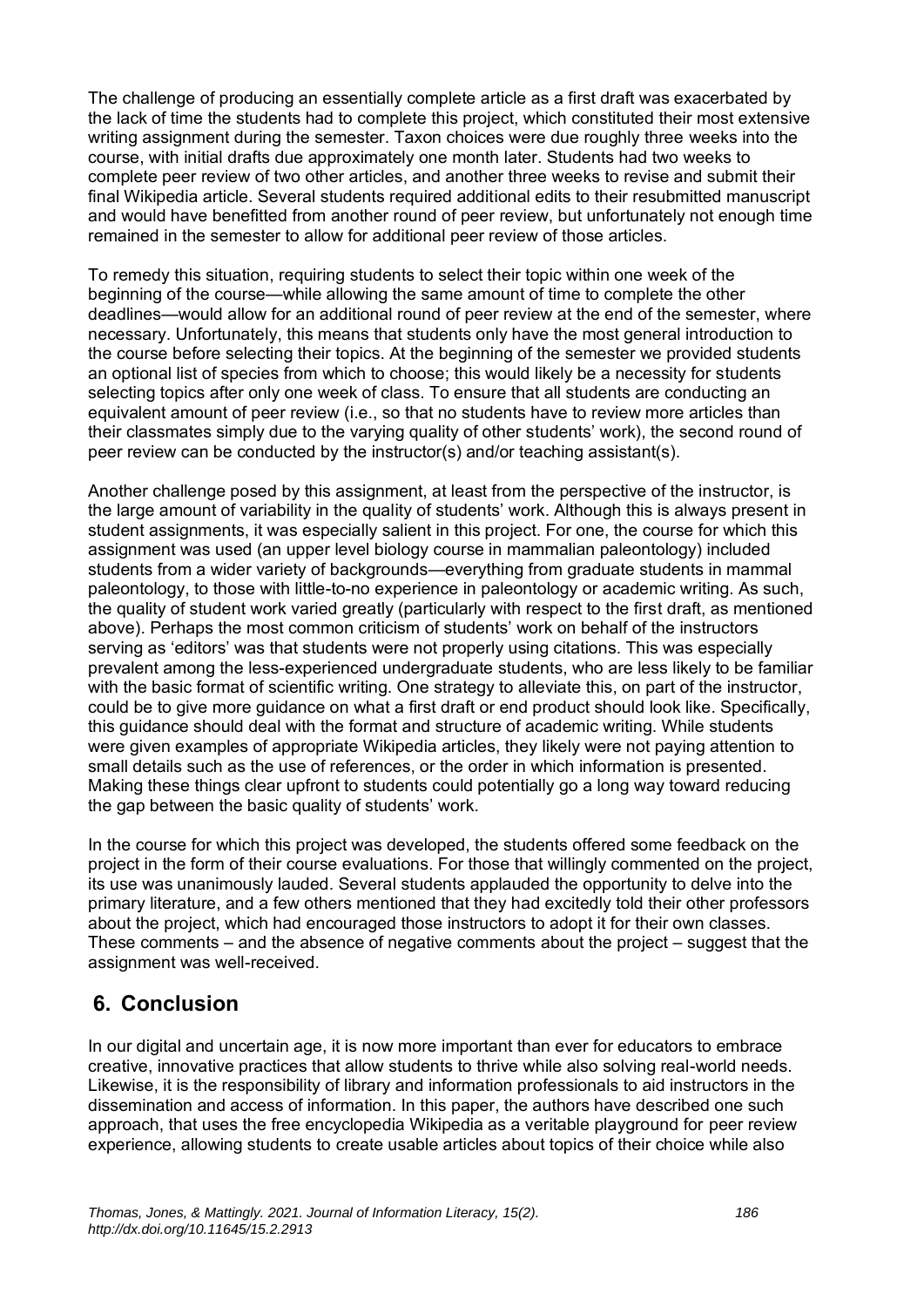The challenge of producing an essentially complete article as a first draft was exacerbated by the lack of time the students had to complete this project, which constituted their most extensive writing assignment during the semester. Taxon choices were due roughly three weeks into the course, with initial drafts due approximately one month later. Students had two weeks to complete peer review of two other articles, and another three weeks to revise and submit their final Wikipedia article. Several students required additional edits to their resubmitted manuscript and would have benefitted from another round of peer review, but unfortunately not enough time remained in the semester to allow for additional peer review of those articles.

To remedy this situation, requiring students to select their topic within one week of the beginning of the course—while allowing the same amount of time to complete the other deadlines—would allow for an additional round of peer review at the end of the semester, where necessary. Unfortunately, this means that students only have the most general introduction to the course before selecting their topics. At the beginning of the semester we provided students an optional list of species from which to choose; this would likely be a necessity for students selecting topics after only one week of class. To ensure that all students are conducting an equivalent amount of peer review (i.e., so that no students have to review more articles than their classmates simply due to the varying quality of other students' work), the second round of peer review can be conducted by the instructor(s) and/or teaching assistant(s).

Another challenge posed by this assignment, at least from the perspective of the instructor, is the large amount of variability in the quality of students' work. Although this is always present in student assignments, it was especially salient in this project. For one, the course for which this assignment was used (an upper level biology course in mammalian paleontology) included students from a wider variety of backgrounds—everything from graduate students in mammal paleontology, to those with little-to-no experience in paleontology or academic writing. As such, the quality of student work varied greatly (particularly with respect to the first draft, as mentioned above). Perhaps the most common criticism of students' work on behalf of the instructors serving as 'editors' was that students were not properly using citations. This was especially prevalent among the less-experienced undergraduate students, who are less likely to be familiar with the basic format of scientific writing. One strategy to alleviate this, on part of the instructor, could be to give more guidance on what a first draft or end product should look like. Specifically, this guidance should deal with the format and structure of academic writing. While students were given examples of appropriate Wikipedia articles, they likely were not paying attention to small details such as the use of references, or the order in which information is presented. Making these things clear upfront to students could potentially go a long way toward reducing the gap between the basic quality of students' work.

In the course for which this project was developed, the students offered some feedback on the project in the form of their course evaluations. For those that willingly commented on the project, its use was unanimously lauded. Several students applauded the opportunity to delve into the primary literature, and a few others mentioned that they had excitedly told their other professors about the project, which had encouraged those instructors to adopt it for their own classes. These comments – and the absence of negative comments about the project – suggest that the assignment was well-received.

## 6. Conclusion

In our digital and uncertain age, it is now more important than ever for educators to embrace creative, innovative practices that allow students to thrive while also solving real-world needs. Likewise, it is the responsibility of library and information professionals to aid instructors in the dissemination and access of information. In this paper, the authors have described one such approach, that uses the free encyclopedia Wikipedia as a veritable playground for peer review experience, allowing students to create usable articles about topics of their choice while also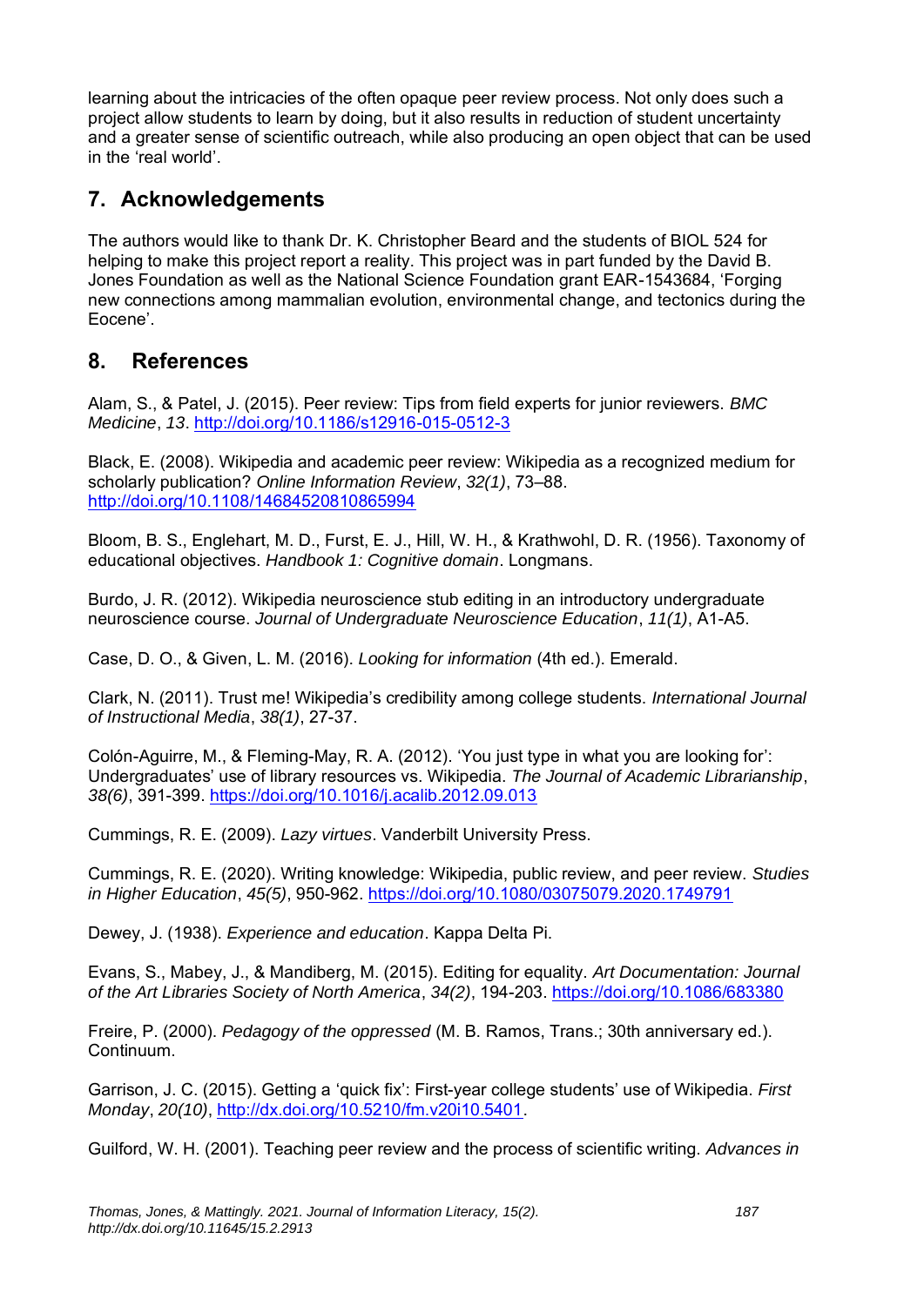learning about the intricacies of the often opaque peer review process. Not only does such a project allow students to learn by doing, but it also results in reduction of student uncertainty and a greater sense of scientific outreach, while also producing an open object that can be used in the 'real world'.

## 7. Acknowledgements

The authors would like to thank Dr. K. Christopher Beard and the students of BIOL 524 for helping to make this project report a reality. This project was in part funded by the David B. Jones Foundation as well as the National Science Foundation grant EAR-1543684, 'Forging new connections among mammalian evolution, environmental change, and tectonics during the Eocene'.

## 8. References

Alam, S., & Patel, J. (2015). Peer review: Tips from field experts for junior reviewers. *BMC Medicine*, *13*. http://doi.org/10.1186/s12916-015-0512-3

Black, E. (2008). Wikipedia and academic peer review: Wikipedia as a recognized medium for scholarly publication? *Online Information Review*, *32(1)*, 73–88. http://doi.org/10.1108/14684520810865994

Bloom, B. S., Englehart, M. D., Furst, E. J., Hill, W. H., & Krathwohl, D. R. (1956). Taxonomy of educational objectives. *Handbook 1: Cognitive domain*. Longmans.

Burdo, J. R. (2012). Wikipedia neuroscience stub editing in an introductory undergraduate neuroscience course. *Journal of Undergraduate Neuroscience Education*, *11(1)*, A1-A5.

Case, D. O., & Given, L. M. (2016). *Looking for information* (4th ed.). Emerald.

Clark, N. (2011). Trust me! Wikipedia's credibility among college students. *International Journal of Instructional Media*, *38(1)*, 27-37.

Colón-Aguirre, M., & Fleming-May, R. A. (2012). 'You just type in what you are looking for': Undergraduates' use of library resources vs. Wikipedia. *The Journal of Academic Librarianship*, *38(6)*, 391-399. https://doi.org/10.1016/j.acalib.2012.09.013

Cummings, R. E. (2009). *Lazy virtues*. Vanderbilt University Press.

Cummings, R. E. (2020). Writing knowledge: Wikipedia, public review, and peer review. *Studies in Higher Education*, *45(5)*, 950-962. https://doi.org/10.1080/03075079.2020.1749791

Dewey, J. (1938). *Experience and education*. Kappa Delta Pi.

Evans, S., Mabey, J., & Mandiberg, M. (2015). Editing for equality. *Art Documentation: Journal of the Art Libraries Society of North America*, *34(2)*, 194-203. https://doi.org/10.1086/683380

Freire, P. (2000). *Pedagogy of the oppressed* (M. B. Ramos, Trans.; 30th anniversary ed.). Continuum.

Garrison, J. C. (2015). Getting a 'quick fix': First-year college students' use of Wikipedia. *First Monday*, *20(10)*, http://dx.doi.org/10.5210/fm.v20i10.5401.

Guilford, W. H. (2001). Teaching peer review and the process of scientific writing. *Advances in*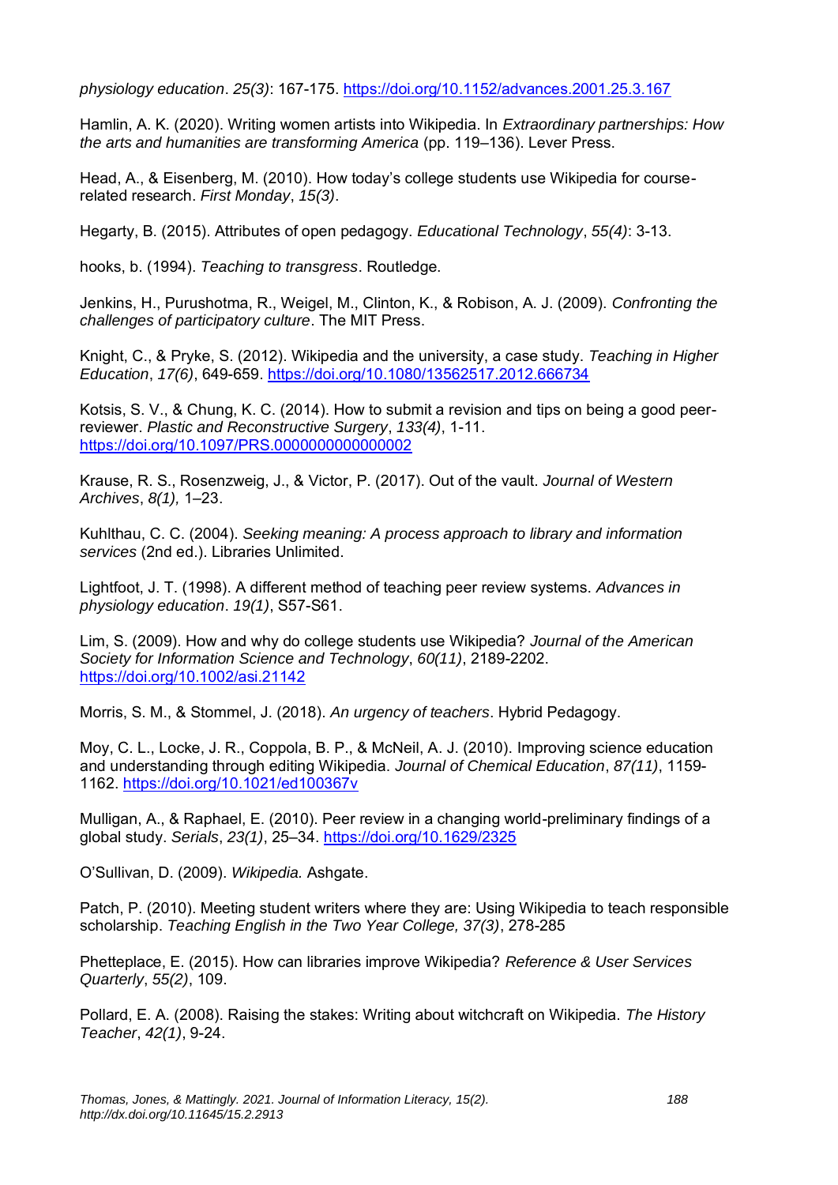*physiology education*. *25(3)*: 167-175. https://doi.org/10.1152/advances.2001.25.3.167

Hamlin, A. K. (2020). Writing women artists into Wikipedia. In *Extraordinary partnerships: How the arts and humanities are transforming America* (pp. 119–136). Lever Press.

Head, A., & Eisenberg, M. (2010). How today's college students use Wikipedia for course-related research. *First Monday*, *15(3)*.

Hegarty, B. (2015). Attributes of open pedagogy. *Educational Technology*, *55(4)*: 3-13.

hooks, b. (1994). *Teaching to transgress*. Routledge.

Jenkins, H., Purushotma, R., Weigel, M., Clinton, K., & Robison, A. J. (2009). *Confronting the challenges of participatory culture*. The MIT Press.

Knight, C., & Pryke, S. (2012). Wikipedia and the university, a case study. *Teaching in Higher Education*, *17(6)*, 649-659. https://doi.org/10.1080/13562517.2012.666734

Kotsis, S. V., & Chung, K. C. (2014). How to submit a revision and tips on being a good peer-reviewer. *Plastic and Reconstructive Surgery*, *133(4)*, 1-11. https://doi.org/10.1097/PRS.0000000000000002

Krause, R. S., Rosenzweig, J., & Victor, P. (2017). Out of the vault. *Journal of Western Archives*, *8(1),* 1–23.

Kuhlthau, C. C. (2004). *Seeking meaning: A process approach to library and information services* (2nd ed.). Libraries Unlimited.

Lightfoot, J. T. (1998). A different method of teaching peer review systems. *Advances in physiology education*. *19(1)*, S57-S61.

Lim, S. (2009). How and why do college students use Wikipedia? *Journal of the American Society for Information Science and Technology*, *60(11)*, 2189-2202. https://doi.org/10.1002/asi.21142

Morris, S. M., & Stommel, J. (2018). *An urgency of teachers*. Hybrid Pedagogy.

Moy, C. L., Locke, J. R., Coppola, B. P., & McNeil, A. J. (2010). Improving science education and understanding through editing Wikipedia. *Journal of Chemical Education*, *87(11)*, 1159-1162. https://doi.org/10.1021/ed100367v

Mulligan, A., & Raphael, E. (2010). Peer review in a changing world-preliminary findings of a global study. *Serials*, *23(1)*, 25–34. https://doi.org/10.1629/2325

O'Sullivan, D. (2009). *Wikipedia.* Ashgate.

Patch, P. (2010). Meeting student writers where they are: Using Wikipedia to teach responsible scholarship. *Teaching English in the Two Year College, 37(3)*, 278-285

Phetteplace, E. (2015). How can libraries improve Wikipedia? *Reference & User Services Quarterly*, *55(2)*, 109.

Pollard, E. A. (2008). Raising the stakes: Writing about witchcraft on Wikipedia. *The History Teacher*, *42(1)*, 9-24.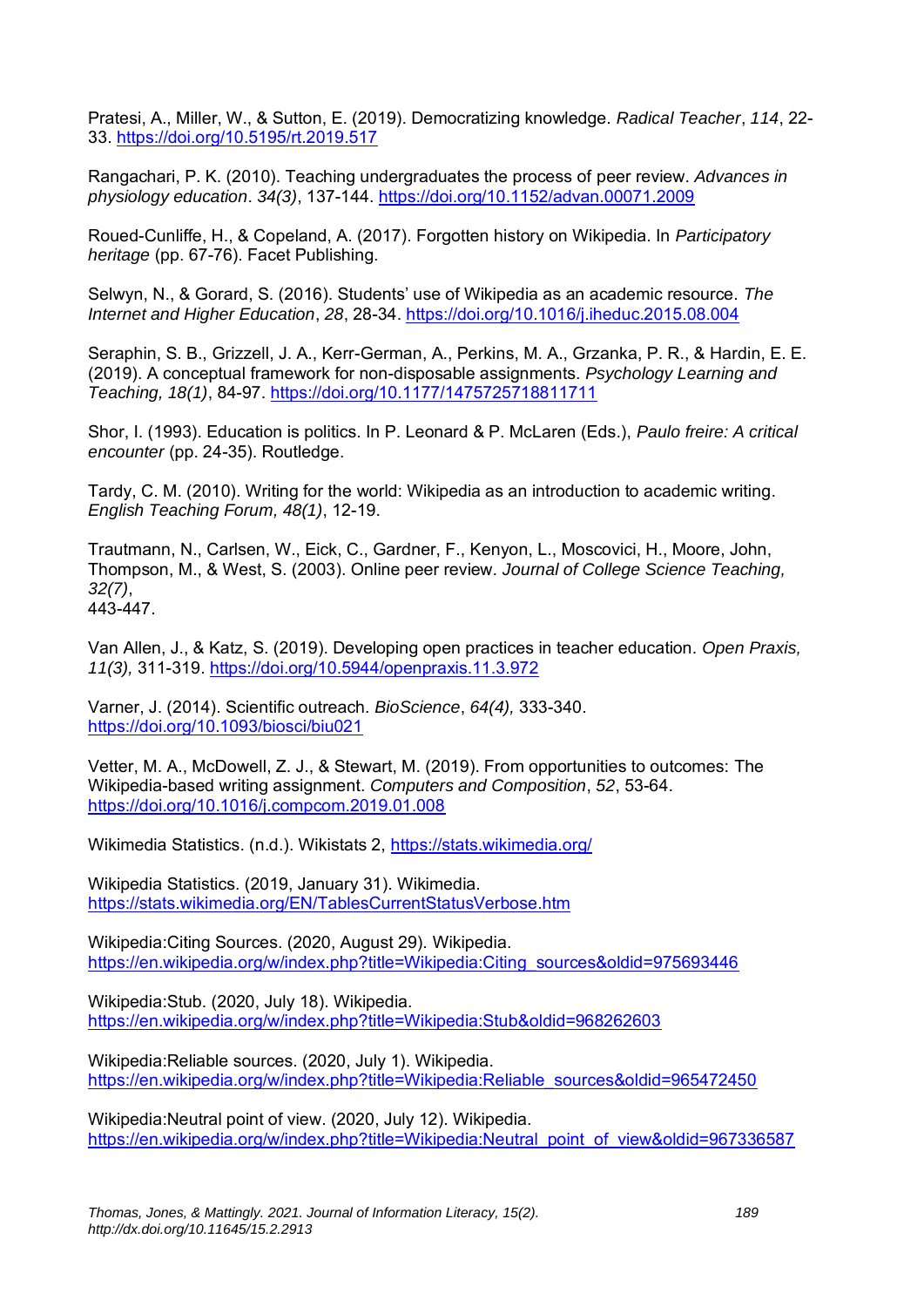Pratesi, A., Miller, W., & Sutton, E. (2019). Democratizing knowledge. *Radical Teacher*, *114*, 22-33. https://doi.org/10.5195/rt.2019.517

Rangachari, P. K. (2010). Teaching undergraduates the process of peer review. *Advances in physiology education*. *34(3)*, 137-144. https://doi.org/10.1152/advan.00071.2009

Roued-Cunliffe, H., & Copeland, A. (2017). Forgotten history on Wikipedia. In *Participatory heritage* (pp. 67-76). Facet Publishing.

Selwyn, N., & Gorard, S. (2016). Students' use of Wikipedia as an academic resource. *The Internet and Higher Education*, *28*, 28-34. https://doi.org/10.1016/j.iheduc.2015.08.004

Seraphin, S. B., Grizzell, J. A., Kerr-German, A., Perkins, M. A., Grzanka, P. R., & Hardin, E. E. (2019). A conceptual framework for non-disposable assignments. *Psychology Learning and Teaching, 18(1)*, 84-97. https://doi.org/10.1177/1475725718811711

Shor, I. (1993). Education is politics. In P. Leonard & P. McLaren (Eds.), *Paulo freire: A critical encounter* (pp. 24-35). Routledge.

Tardy, C. M. (2010). Writing for the world: Wikipedia as an introduction to academic writing. *English Teaching Forum, 48(1)*, 12-19.

Trautmann, N., Carlsen, W., Eick, C., Gardner, F., Kenyon, L., Moscovici, H., Moore, John, Thompson, M., & West, S. (2003). Online peer review. *Journal of College Science Teaching, 32(7)*,
443-447.

Van Allen, J., & Katz, S. (2019). Developing open practices in teacher education. *Open Praxis, 11(3),* 311-319. https://doi.org/10.5944/openpraxis.11.3.972

Varner, J. (2014). Scientific outreach. *BioScience*, *64(4),* 333-340.
https://doi.org/10.1093/biosci/biu021

Vetter, M. A., McDowell, Z. J., & Stewart, M. (2019). From opportunities to outcomes: The Wikipedia-based writing assignment. *Computers and Composition*, *52*, 53-64.
https://doi.org/10.1016/j.compcom.2019.01.008

Wikimedia Statistics. (n.d.). Wikistats 2, https://stats.wikimedia.org/

Wikipedia Statistics. (2019, January 31). Wikimedia.
https://stats.wikimedia.org/EN/TablesCurrentStatusVerbose.htm

Wikipedia:Citing Sources. (2020, August 29). Wikipedia.
https://en.wikipedia.org/w/index.php?title=Wikipedia:Citing_sources&oldid=975693446

Wikipedia:Stub. (2020, July 18). Wikipedia.
https://en.wikipedia.org/w/index.php?title=Wikipedia:Stub&oldid=968262603

Wikipedia:Reliable sources. (2020, July 1). Wikipedia.
https://en.wikipedia.org/w/index.php?title=Wikipedia:Reliable_sources&oldid=965472450

Wikipedia:Neutral point of view. (2020, July 12). Wikipedia.
https://en.wikipedia.org/w/index.php?title=Wikipedia:Neutral_point_of_view&oldid=967336587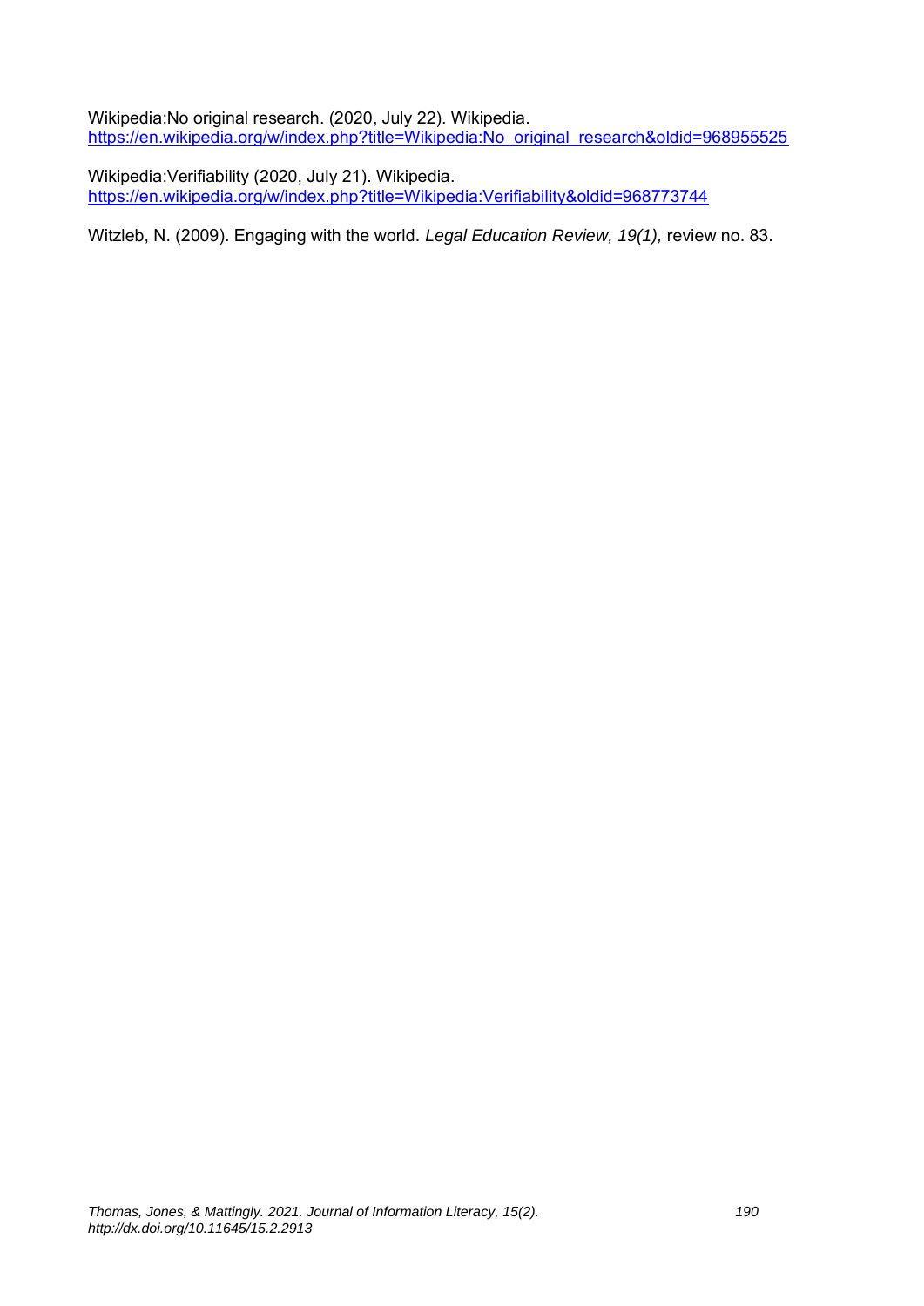Wikipedia:No original research. (2020, July 22). Wikipedia. https://en.wikipedia.org/w/index.php?title=Wikipedia:No_original_research&oldid=968955525

Wikipedia:Verifiability (2020, July 21). Wikipedia. https://en.wikipedia.org/w/index.php?title=Wikipedia:Verifiability&oldid=968773744

Witzleb, N. (2009). Engaging with the world. *Legal Education Review, 19(1),* review no. 83.